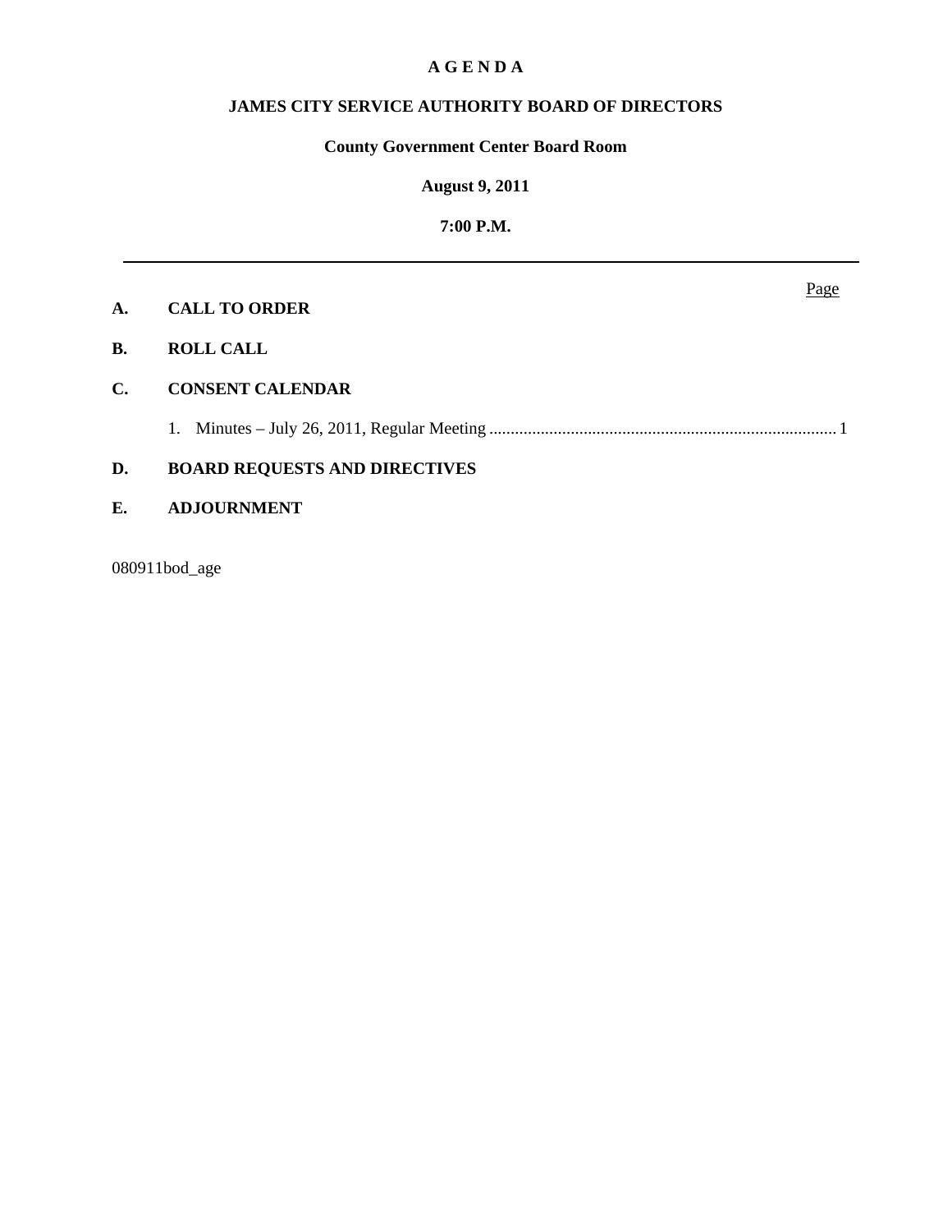# A G E N D A

## JAMES CITY SERVICE AUTHORITY BOARD OF DIRECTORS

### County Government Center Board Room

### August 9, 2011

### 7:00 P.M.

---

Page

**A. CALL TO ORDER**

**B. ROLL CALL**

**C. CONSENT CALENDAR**

1. Minutes – July 26, 2011, Regular Meeting ........................................................................ 1

**D. BOARD REQUESTS AND DIRECTIVES**

**E. ADJOURNMENT**

080911bod_age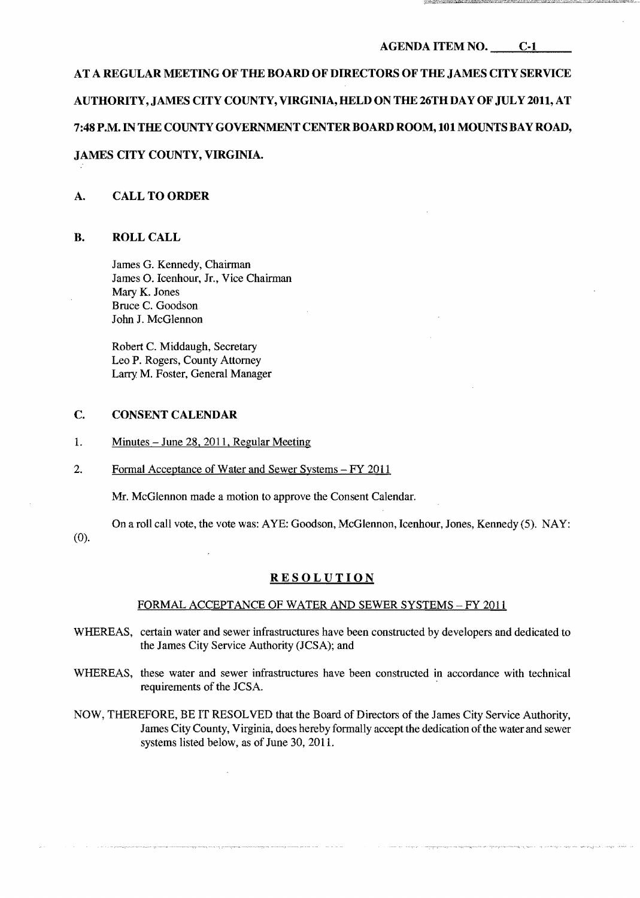AGENDA ITEM NO. C-1

AT A REGULAR MEETING OF THE BOARD OF DIRECTORS OF THE JAMES CITY SERVICE AUTHORITY, JAMES CITY COUNTY, VIRGINIA, HELD ON THE 26TH DAY OF JULY 2011, AT 7:48 P.M. IN THE COUNTY GOVERNMENT CENTER BOARD ROOM, 101 MOUNTS BAY ROAD, JAMES CITY COUNTY, VIRGINIA.

## A. CALL TO ORDER

## B. ROLL CALL

James G. Kennedy, Chairman
James O. Icenhour, Jr., Vice Chairman
Mary K. Jones
Bruce C. Goodson
John J. McGlennon

Robert C. Middaugh, Secretary
Leo P. Rogers, County Attorney
Larry M. Foster, General Manager

## C. CONSENT CALENDAR

1. Minutes – June 28, 2011, Regular Meeting

2. Formal Acceptance of Water and Sewer Systems – FY 2011

Mr. McGlennon made a motion to approve the Consent Calendar.

On a roll call vote, the vote was: AYE: Goodson, McGlennon, Icenhour, Jones, Kennedy (5). NAY: (0).

## RESOLUTION

### FORMAL ACCEPTANCE OF WATER AND SEWER SYSTEMS – FY 2011

WHEREAS, certain water and sewer infrastructures have been constructed by developers and dedicated to the James City Service Authority (JCSA); and

WHEREAS, these water and sewer infrastructures have been constructed in accordance with technical requirements of the JCSA.

NOW, THEREFORE, BE IT RESOLVED that the Board of Directors of the James City Service Authority, James City County, Virginia, does hereby formally accept the dedication of the water and sewer systems listed below, as of June 30, 2011.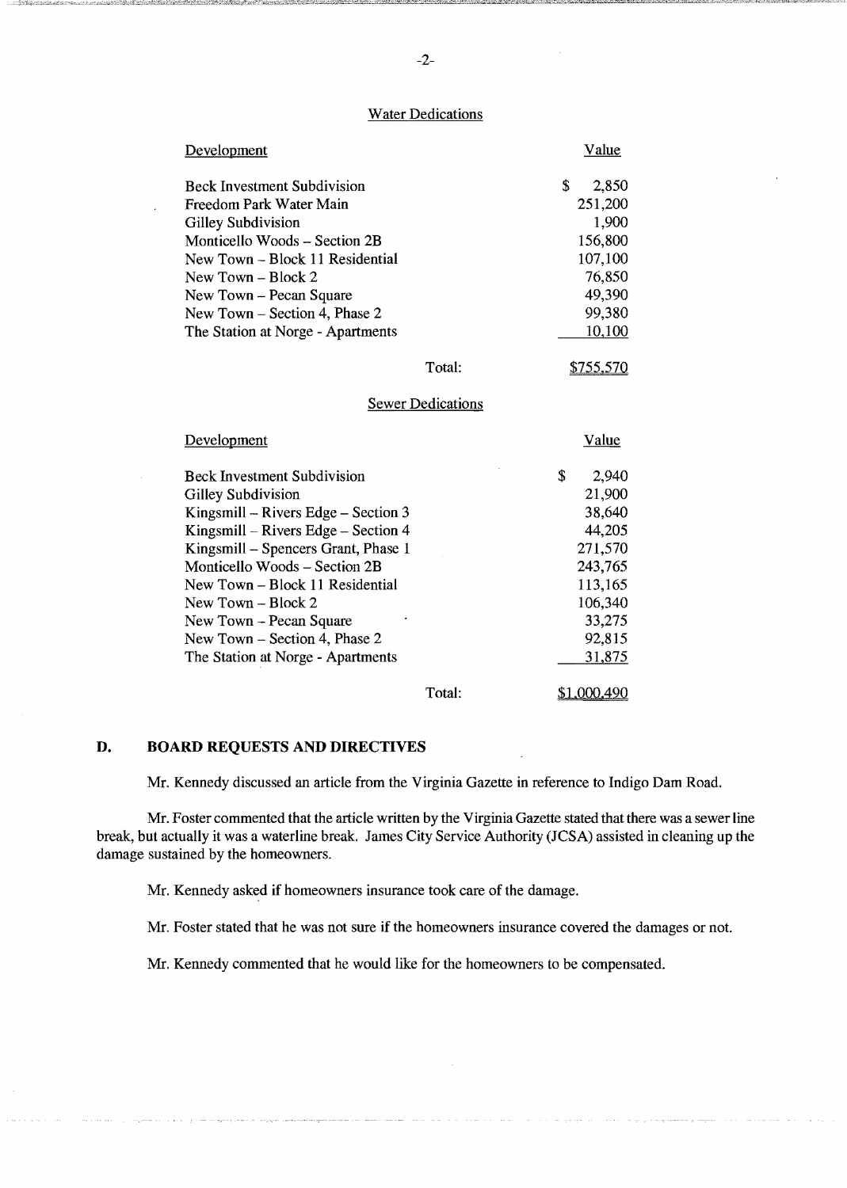### Water Dedications

| Development | Value |
|---|---|
| Beck Investment Subdivision | $ 2,850 |
| Freedom Park Water Main | 251,200 |
| Gilley Subdivision | 1,900 |
| Monticello Woods – Section 2B | 156,800 |
| New Town – Block 11 Residential | 107,100 |
| New Town – Block 2 | 76,850 |
| New Town – Pecan Square | 49,390 |
| New Town – Section 4, Phase 2 | 99,380 |
| The Station at Norge - Apartments | 10,100 |
| Total: | $755,570 |

### Sewer Dedications

| Development | Value |
|---|---|
| Beck Investment Subdivision | $ 2,940 |
| Gilley Subdivision | 21,900 |
| Kingsmill – Rivers Edge – Section 3 | 38,640 |
| Kingsmill – Rivers Edge – Section 4 | 44,205 |
| Kingsmill – Spencers Grant, Phase 1 | 271,570 |
| Monticello Woods – Section 2B | 243,765 |
| New Town – Block 11 Residential | 113,165 |
| New Town – Block 2 | 106,340 |
| New Town – Pecan Square | 33,275 |
| New Town – Section 4, Phase 2 | 92,815 |
| The Station at Norge - Apartments | 31,875 |
| Total: | $1,000,490 |

## D. BOARD REQUESTS AND DIRECTIVES

Mr. Kennedy discussed an article from the Virginia Gazette in reference to Indigo Dam Road.

Mr. Foster commented that the article written by the Virginia Gazette stated that there was a sewer line break, but actually it was a waterline break. James City Service Authority (JCSA) assisted in cleaning up the damage sustained by the homeowners.

Mr. Kennedy asked if homeowners insurance took care of the damage.

Mr. Foster stated that he was not sure if the homeowners insurance covered the damages or not.

Mr. Kennedy commented that he would like for the homeowners to be compensated.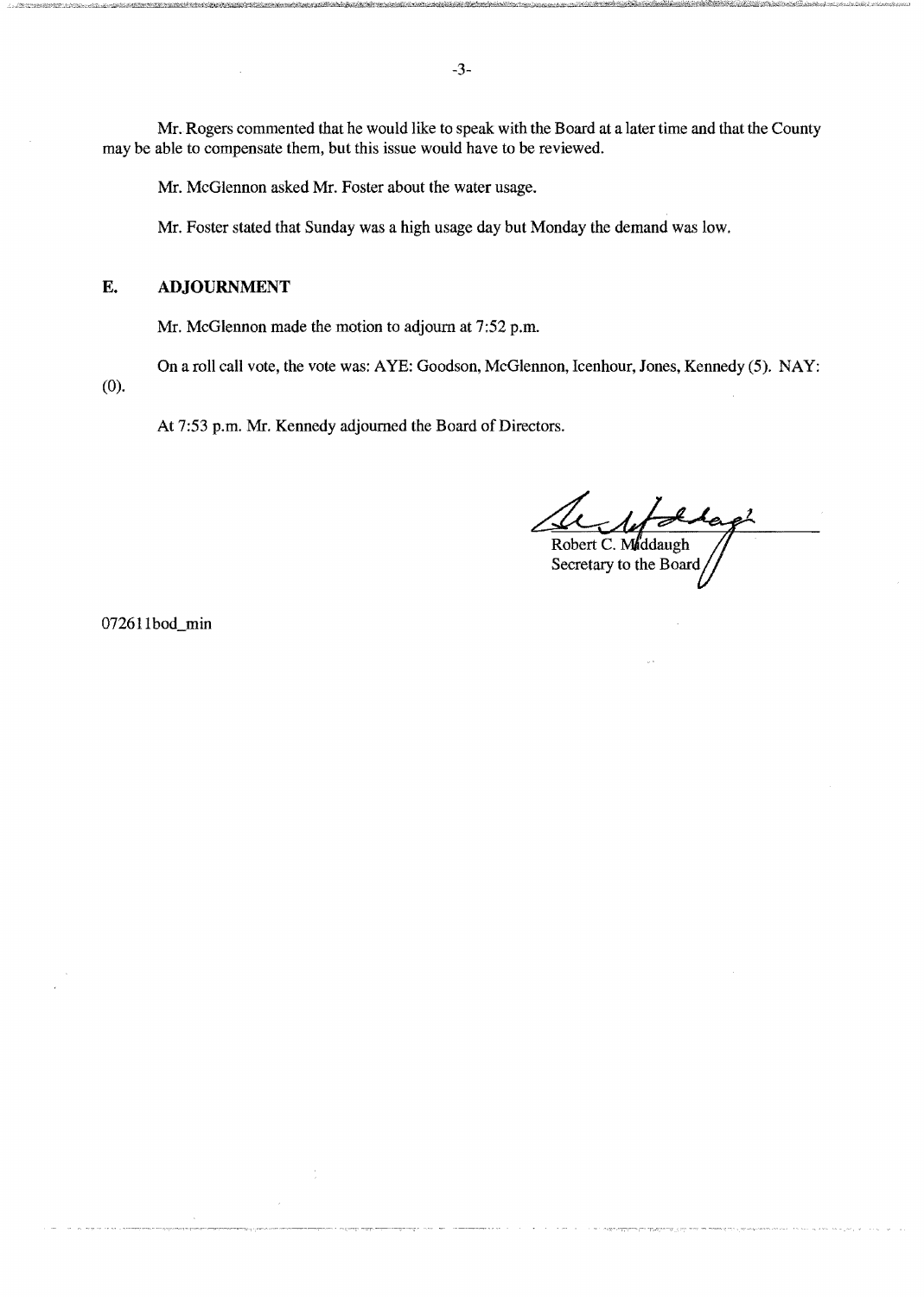Mr. Rogers commented that he would like to speak with the Board at a later time and that the County may be able to compensate them, but this issue would have to be reviewed.

Mr. McGlennon asked Mr. Foster about the water usage.

Mr. Foster stated that Sunday was a high usage day but Monday the demand was low.

## E. ADJOURNMENT

Mr. McGlennon made the motion to adjourn at 7:52 p.m.

On a roll call vote, the vote was: AYE: Goodson, McGlennon, Icenhour, Jones, Kennedy (5). NAY: (0).

At 7:53 p.m. Mr. Kennedy adjourned the Board of Directors.

Robert C. Middaugh
Secretary to the Board

072611bod_min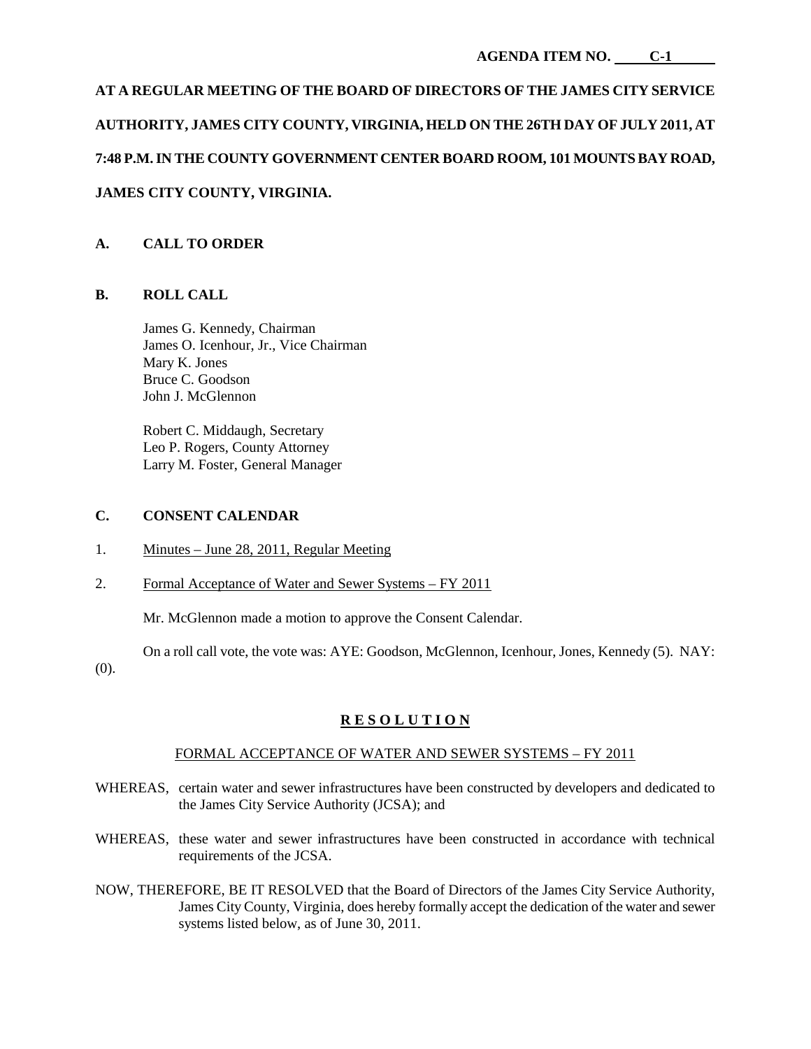**AGENDA ITEM NO. C-1**

**AT A REGULAR MEETING OF THE BOARD OF DIRECTORS OF THE JAMES CITY SERVICE AUTHORITY, JAMES CITY COUNTY, VIRGINIA, HELD ON THE 26TH DAY OF JULY 2011, AT 7:48 P.M. IN THE COUNTY GOVERNMENT CENTER BOARD ROOM, 101 MOUNTS BAY ROAD, JAMES CITY COUNTY, VIRGINIA.**

## A. CALL TO ORDER

## B. ROLL CALL

James G. Kennedy, Chairman
James O. Icenhour, Jr., Vice Chairman
Mary K. Jones
Bruce C. Goodson
John J. McGlennon

Robert C. Middaugh, Secretary
Leo P. Rogers, County Attorney
Larry M. Foster, General Manager

## C. CONSENT CALENDAR

1. Minutes – June 28, 2011, Regular Meeting

2. Formal Acceptance of Water and Sewer Systems – FY 2011

Mr. McGlennon made a motion to approve the Consent Calendar.

On a roll call vote, the vote was: AYE: Goodson, McGlennon, Icenhour, Jones, Kennedy (5). NAY: (0).

**R E S O L U T I O N**

FORMAL ACCEPTANCE OF WATER AND SEWER SYSTEMS – FY 2011

WHEREAS, certain water and sewer infrastructures have been constructed by developers and dedicated to the James City Service Authority (JCSA); and

WHEREAS, these water and sewer infrastructures have been constructed in accordance with technical requirements of the JCSA.

NOW, THEREFORE, BE IT RESOLVED that the Board of Directors of the James City Service Authority, James City County, Virginia, does hereby formally accept the dedication of the water and sewer systems listed below, as of June 30, 2011.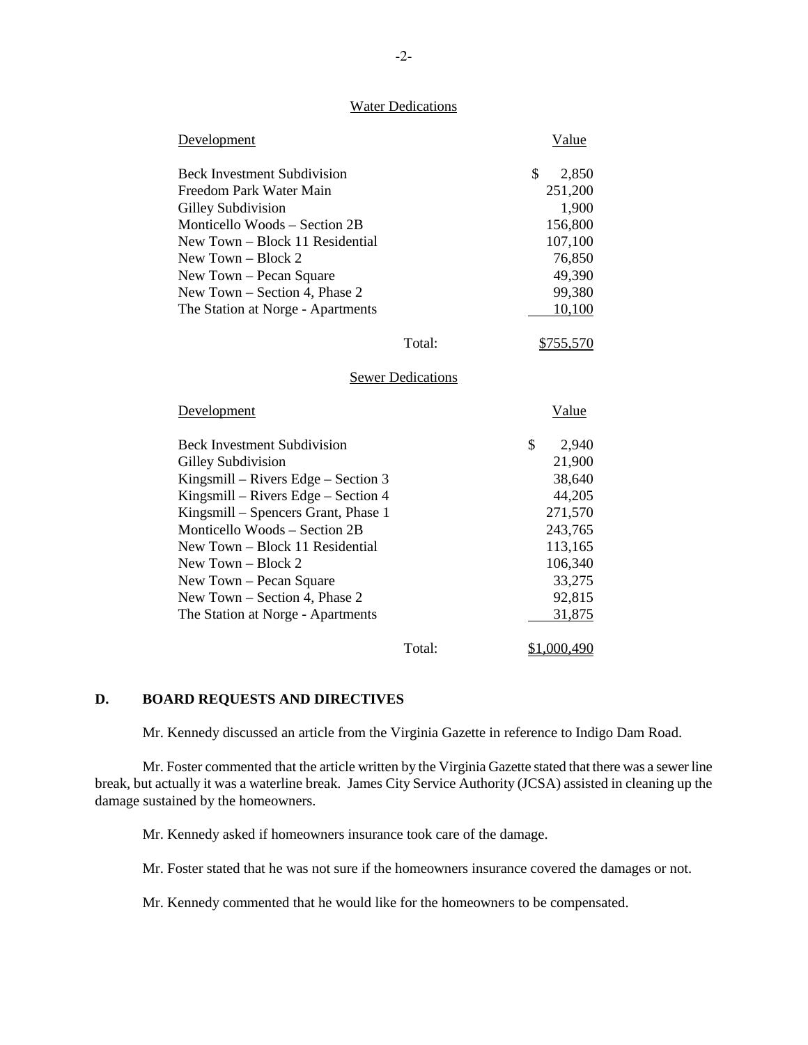Water Dedications

| Development | Value |
|---|---|
| Beck Investment Subdivision | $ 2,850 |
| Freedom Park Water Main | 251,200 |
| Gilley Subdivision | 1,900 |
| Monticello Woods – Section 2B | 156,800 |
| New Town – Block 11 Residential | 107,100 |
| New Town – Block 2 | 76,850 |
| New Town – Pecan Square | 49,390 |
| New Town – Section 4, Phase 2 | 99,380 |
| The Station at Norge - Apartments | 10,100 |
| Total: | $755,570 |

Sewer Dedications

| Development | Value |
|---|---|
| Beck Investment Subdivision | $ 2,940 |
| Gilley Subdivision | 21,900 |
| Kingsmill – Rivers Edge – Section 3 | 38,640 |
| Kingsmill – Rivers Edge – Section 4 | 44,205 |
| Kingsmill – Spencers Grant, Phase 1 | 271,570 |
| Monticello Woods – Section 2B | 243,765 |
| New Town – Block 11 Residential | 113,165 |
| New Town – Block 2 | 106,340 |
| New Town – Pecan Square | 33,275 |
| New Town – Section 4, Phase 2 | 92,815 |
| The Station at Norge - Apartments | 31,875 |
| Total: | $1,000,490 |

## D. BOARD REQUESTS AND DIRECTIVES

Mr. Kennedy discussed an article from the Virginia Gazette in reference to Indigo Dam Road.

Mr. Foster commented that the article written by the Virginia Gazette stated that there was a sewer line break, but actually it was a waterline break. James City Service Authority (JCSA) assisted in cleaning up the damage sustained by the homeowners.

Mr. Kennedy asked if homeowners insurance took care of the damage.

Mr. Foster stated that he was not sure if the homeowners insurance covered the damages or not.

Mr. Kennedy commented that he would like for the homeowners to be compensated.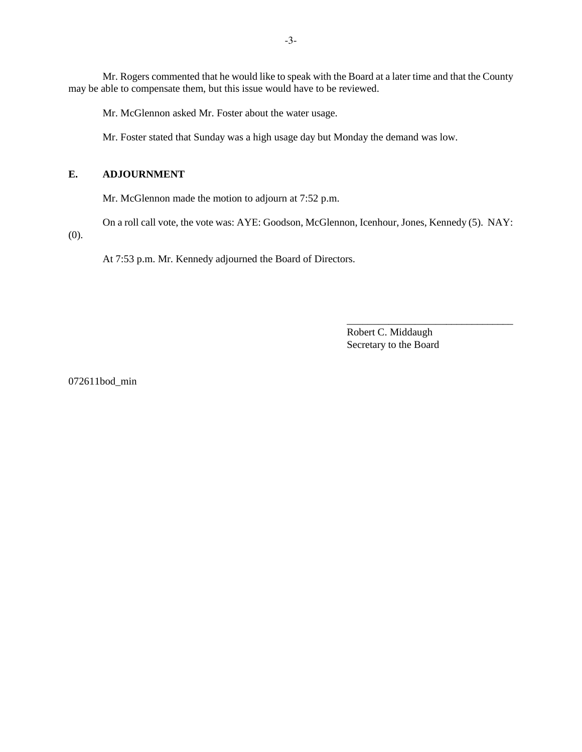Mr. Rogers commented that he would like to speak with the Board at a later time and that the County may be able to compensate them, but this issue would have to be reviewed.

Mr. McGlennon asked Mr. Foster about the water usage.

Mr. Foster stated that Sunday was a high usage day but Monday the demand was low.

**E. ADJOURNMENT**

Mr. McGlennon made the motion to adjourn at 7:52 p.m.

On a roll call vote, the vote was: AYE: Goodson, McGlennon, Icenhour, Jones, Kennedy (5). NAY: (0).

At 7:53 p.m. Mr. Kennedy adjourned the Board of Directors.

________________________________
Robert C. Middaugh
Secretary to the Board

072611bod_min